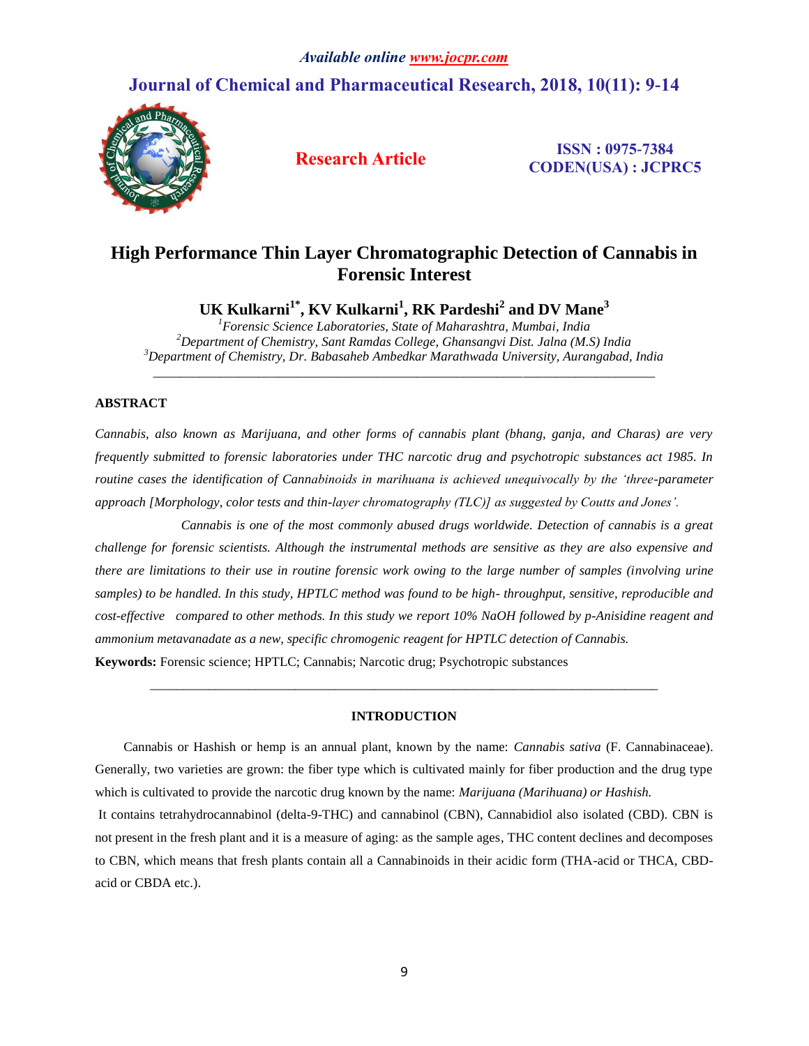# High Performance Thin Layer Chromatographic Detection of Cannabis in Forensic Interest

**UK Kulkarni[1*], KV Kulkarni[1], RK Pardeshi[2] and DV Mane[3]**

[1]*Forensic Science Laboratories, State of Maharashtra, Mumbai, India*
[2]*Department of Chemistry, Sant Ramdas College, Ghansangvi Dist. Jalna (M.S) India*
[3]*Department of Chemistry, Dr. Babasaheb Ambedkar Marathwada University, Aurangabad, India*

## ABSTRACT

*Cannabis, also known as Marijuana, and other forms of cannabis plant (bhang, ganja, and Charas) are very frequently submitted to forensic laboratories under THC narcotic drug and psychotropic substances act 1985. In routine cases the identification of Cannabinoids in marihuana is achieved unequivocally by the 'three-parameter approach [Morphology, color tests and thin-layer chromatography (TLC)] as suggested by Coutts and Jones'.*

*Cannabis is one of the most commonly abused drugs worldwide. Detection of cannabis is a great challenge for forensic scientists. Although the instrumental methods are sensitive as they are also expensive and there are limitations to their use in routine forensic work owing to the large number of samples (involving urine samples) to be handled. In this study, HPTLC method was found to be high- throughput, sensitive, reproducible and cost-effective compared to other methods. In this study we report 10% NaOH followed by p-Anisidine reagent and ammonium metavanadate as a new, specific chromogenic reagent for HPTLC detection of Cannabis.*

**Keywords:** Forensic science; HPTLC; Cannabis; Narcotic drug; Psychotropic substances

## INTRODUCTION

Cannabis or Hashish or hemp is an annual plant, known by the name: *Cannabis sativa* (F. Cannabinaceae). Generally, two varieties are grown: the fiber type which is cultivated mainly for fiber production and the drug type which is cultivated to provide the narcotic drug known by the name: *Marijuana (Marihuana) or Hashish.*

It contains tetrahydrocannabinol (delta-9-THC) and cannabinol (CBN), Cannabidiol also isolated (CBD). CBN is not present in the fresh plant and it is a measure of aging: as the sample ages, THC content declines and decomposes to CBN, which means that fresh plants contain all a Cannabinoids in their acidic form (THA-acid or THCA, CBD-acid or CBDA etc.).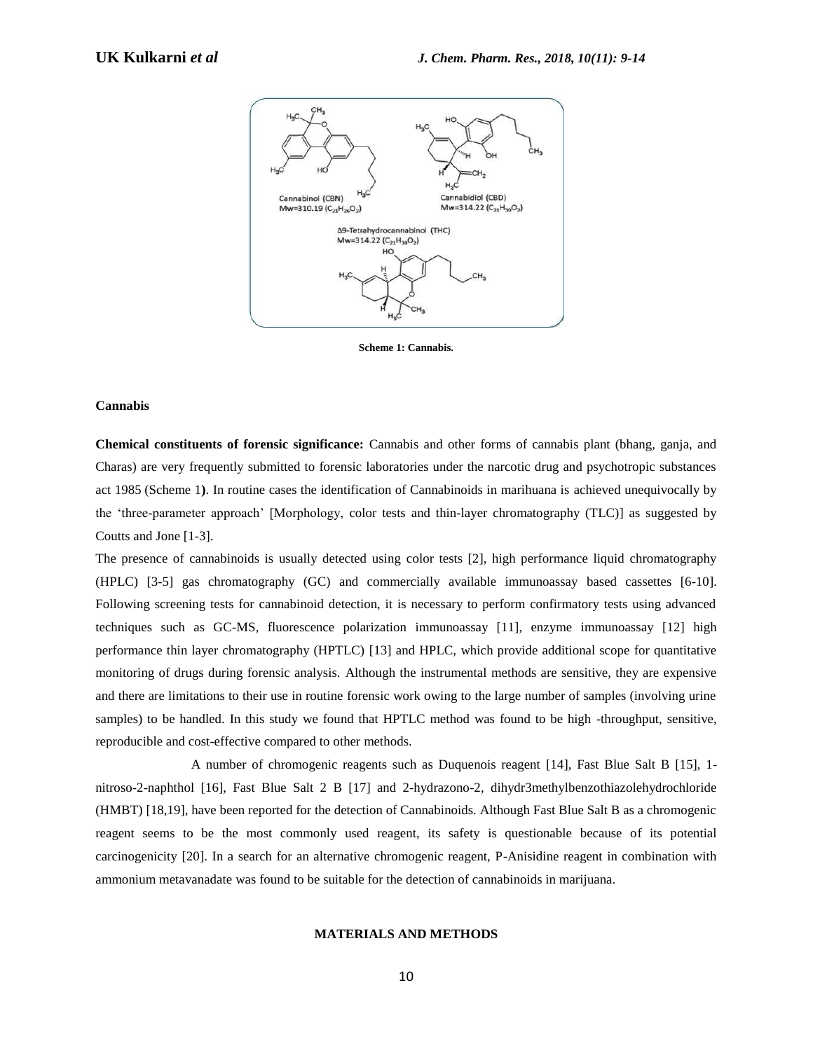Scheme 1: Cannabis.

**Cannabis**

**Chemical constituents of forensic significance:** Cannabis and other forms of cannabis plant (bhang, ganja, and Charas) are very frequently submitted to forensic laboratories under the narcotic drug and psychotropic substances act 1985 (Scheme 1**)**. In routine cases the identification of Cannabinoids in marihuana is achieved unequivocally by the 'three-parameter approach' [Morphology, color tests and thin-layer chromatography (TLC)] as suggested by Coutts and Jone [1-3].

The presence of cannabinoids is usually detected using color tests [2], high performance liquid chromatography (HPLC) [3-5] gas chromatography (GC) and commercially available immunoassay based cassettes [6-10]. Following screening tests for cannabinoid detection, it is necessary to perform confirmatory tests using advanced techniques such as GC-MS, fluorescence polarization immunoassay [11], enzyme immunoassay [12] high performance thin layer chromatography (HPTLC) [13] and HPLC, which provide additional scope for quantitative monitoring of drugs during forensic analysis. Although the instrumental methods are sensitive, they are expensive and there are limitations to their use in routine forensic work owing to the large number of samples (involving urine samples) to be handled. In this study we found that HPTLC method was found to be high -throughput, sensitive, reproducible and cost-effective compared to other methods.

A number of chromogenic reagents such as Duquenois reagent [14], Fast Blue Salt B [15], 1-nitroso-2-naphthol [16], Fast Blue Salt 2 B [17] and 2-hydrazono-2, dihydr3methylbenzothiazolehydrochloride (HMBT) [18,19], have been reported for the detection of Cannabinoids. Although Fast Blue Salt B as a chromogenic reagent seems to be the most commonly used reagent, its safety is questionable because of its potential carcinogenicity [20]. In a search for an alternative chromogenic reagent, P-Anisidine reagent in combination with ammonium metavanadate was found to be suitable for the detection of cannabinoids in marijuana.

## MATERIALS AND METHODS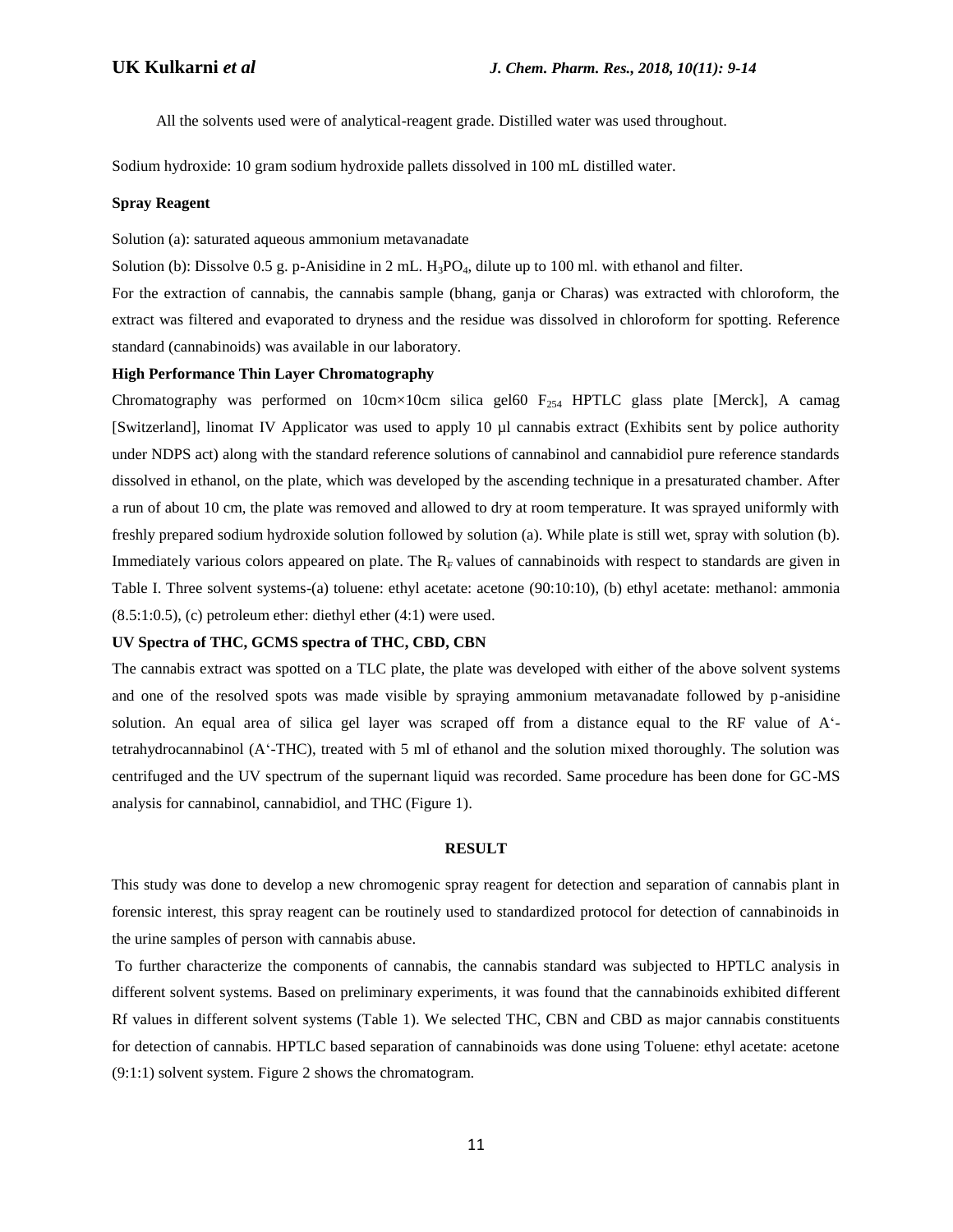All the solvents used were of analytical-reagent grade. Distilled water was used throughout.

Sodium hydroxide: 10 gram sodium hydroxide pallets dissolved in 100 mL distilled water.

**Spray Reagent**

Solution (a): saturated aqueous ammonium metavanadate

Solution (b): Dissolve 0.5 g. p-Anisidine in 2 mL. $H_3PO_4$, dilute up to 100 ml. with ethanol and filter.

For the extraction of cannabis, the cannabis sample (bhang, ganja or Charas) was extracted with chloroform, the extract was filtered and evaporated to dryness and the residue was dissolved in chloroform for spotting. Reference standard (cannabinoids) was available in our laboratory.

**High Performance Thin Layer Chromatography**

Chromatography was performed on 10cm×10cm silica gel60 $F_{254}$ HPTLC glass plate [Merck], A camag [Switzerland], linomat IV Applicator was used to apply 10 µl cannabis extract (Exhibits sent by police authority under NDPS act) along with the standard reference solutions of cannabinol and cannabidiol pure reference standards dissolved in ethanol, on the plate, which was developed by the ascending technique in a presaturated chamber. After a run of about 10 cm, the plate was removed and allowed to dry at room temperature. It was sprayed uniformly with freshly prepared sodium hydroxide solution followed by solution (a). While plate is still wet, spray with solution (b). Immediately various colors appeared on plate. The $R_F$ values of cannabinoids with respect to standards are given in Table I. Three solvent systems-(a) toluene: ethyl acetate: acetone (90:10:10), (b) ethyl acetate: methanol: ammonia (8.5:1:0.5), (c) petroleum ether: diethyl ether (4:1) were used.

**UV Spectra of THC, GCMS spectra of THC, CBD, CBN**

The cannabis extract was spotted on a TLC plate, the plate was developed with either of the above solvent systems and one of the resolved spots was made visible by spraying ammonium metavanadate followed by p-anisidine solution. An equal area of silica gel layer was scraped off from a distance equal to the RF value of A'-tetrahydrocannabinol (A'-THC), treated with 5 ml of ethanol and the solution mixed thoroughly. The solution was centrifuged and the UV spectrum of the supernant liquid was recorded. Same procedure has been done for GC-MS analysis for cannabinol, cannabidiol, and THC (Figure 1).

## RESULT

This study was done to develop a new chromogenic spray reagent for detection and separation of cannabis plant in forensic interest, this spray reagent can be routinely used to standardized protocol for detection of cannabinoids in the urine samples of person with cannabis abuse.

To further characterize the components of cannabis, the cannabis standard was subjected to HPTLC analysis in different solvent systems. Based on preliminary experiments, it was found that the cannabinoids exhibited different Rf values in different solvent systems (Table 1). We selected THC, CBN and CBD as major cannabis constituents for detection of cannabis. HPTLC based separation of cannabinoids was done using Toluene: ethyl acetate: acetone (9:1:1) solvent system. Figure 2 shows the chromatogram.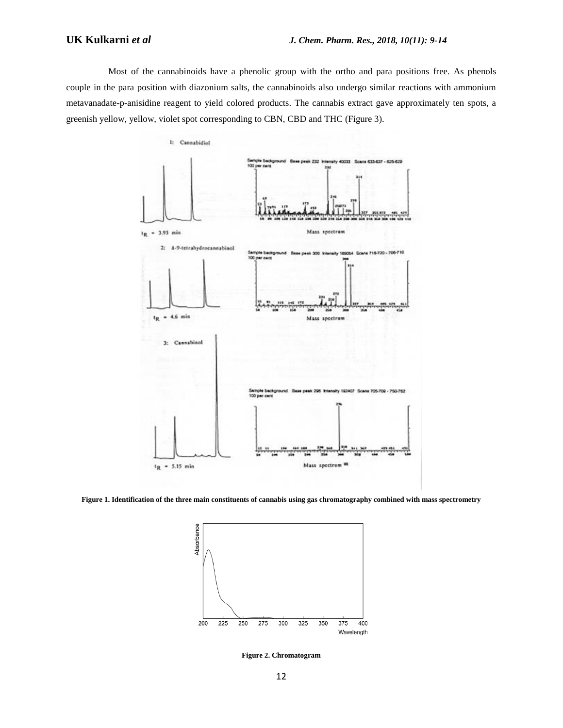Most of the cannabinoids have a phenolic group with the ortho and para positions free. As phenols couple in the para position with diazonium salts, the cannabinoids also undergo similar reactions with ammonium metavanadate-p-anisidine reagent to yield colored products. The cannabis extract gave approximately ten spots, a greenish yellow, yellow, violet spot corresponding to CBN, CBD and THC (Figure 3).

**Figure 1. Identification of the three main constituents of cannabis using gas chromatography combined with mass spectrometry**

**Figure 2. Chromatogram**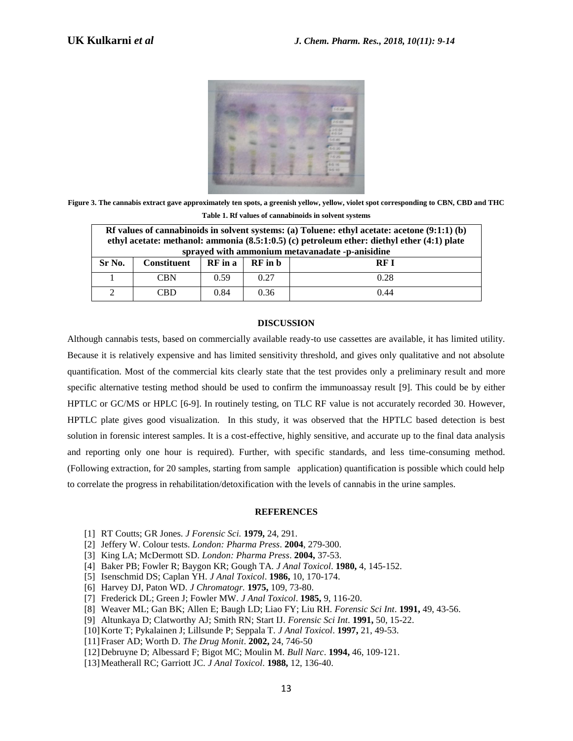Figure 3. The cannabis extract gave approximately ten spots, a greenish yellow, yellow, violet spot corresponding to CBN, CBD and THC

**Table 1. Rf values of cannabinoids in solvent systems**

| Rf values of cannabinoids in solvent systems: (a) Toluene: ethyl acetate: acetone (9:1:1) (b) ethyl acetate: methanol: ammonia (8.5:1:0.5) (c) petroleum ether: diethyl ether (4:1) plate sprayed with ammonium metavanadate -p-anisidine | | | | |
|---|---|---|---|---|
| **Sr No.** | **Constituent** | **RF in a** | **RF in b** | **RF I** |
| 1 | CBN | 0.59 | 0.27 | 0.28 |
| 2 | CBD | 0.84 | 0.36 | 0.44 |

## DISCUSSION

Although cannabis tests, based on commercially available ready-to use cassettes are available, it has limited utility. Because it is relatively expensive and has limited sensitivity threshold, and gives only qualitative and not absolute quantification. Most of the commercial kits clearly state that the test provides only a preliminary result and more specific alternative testing method should be used to confirm the immunoassay result [9]. This could be by either HPTLC or GC/MS or HPLC [6-9]. In routinely testing, on TLC RF value is not accurately recorded 30. However, HPTLC plate gives good visualization. In this study, it was observed that the HPTLC based detection is best solution in forensic interest samples. It is a cost-effective, highly sensitive, and accurate up to the final data analysis and reporting only one hour is required). Further, with specific standards, and less time-consuming method. (Following extraction, for 20 samples, starting from sample application) quantification is possible which could help to correlate the progress in rehabilitation/detoxification with the levels of cannabis in the urine samples.

## REFERENCES

[1] RT Coutts; GR Jones. *J Forensic Sci.* **1979,** 24, 291.
[2] Jeffery W. Colour tests. *London: Pharma Press*. **2004**, 279-300.
[3] King LA; McDermott SD. *London: Pharma Press*. **2004,** 37-53.
[4] Baker PB; Fowler R; Baygon KR; Gough TA. *J Anal Toxicol*. **1980,** 4, 145-152.
[5] Isenschmid DS; Caplan YH. *J Anal Toxicol*. **1986,** 10, 170-174.
[6] Harvey DJ, Paton WD. *J Chromatogr.* **1975,** 109, 73-80.
[7] Frederick DL; Green J; Fowler MW. *J Anal Toxicol*. **1985,** 9, 116-20.
[8] Weaver ML; Gan BK; Allen E; Baugh LD; Liao FY; Liu RH. *Forensic Sci Int*. **1991,** 49, 43-56.
[9] Altunkaya D; Clatworthy AJ; Smith RN; Start IJ. *Forensic Sci Int*. **1991,** 50, 15-22.
[10] Korte T; Pykalainen J; Lillsunde P; Seppala T. *J Anal Toxicol*. **1997,** 21, 49-53.
[11] Fraser AD; Worth D. *The Drug Monit*. **2002,** 24, 746-50
[12] Debruyne D; Albessard F; Bigot MC; Moulin M. *Bull Narc*. **1994,** 46, 109-121.
[13] Meatherall RC; Garriott JC. *J Anal Toxicol*. **1988,** 12, 136-40.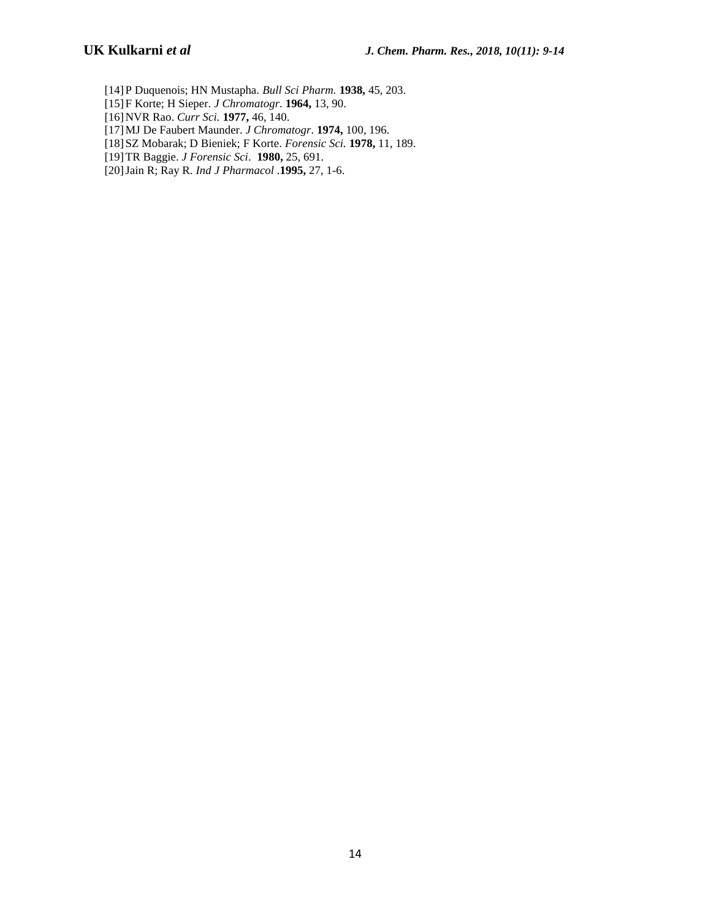[14] P Duquenois; HN Mustapha. *Bull Sci Pharm.* **1938,** 45, 203.
[15] F Korte; H Sieper. *J Chromatogr*. **1964,** 13, 90.
[16] NVR Rao. *Curr Sci.* **1977,** 46, 140.
[17] MJ De Faubert Maunder. *J Chromatogr*. **1974,** 100, 196.
[18] SZ Mobarak; D Bieniek; F Korte. *Forensic Sci.* **1978,** 11, 189.
[19] TR Baggie. *J Forensic Sci*. **1980,** 25, 691.
[20] Jain R; Ray R. *Ind J Pharmacol* .**1995,** 27, 1-6.